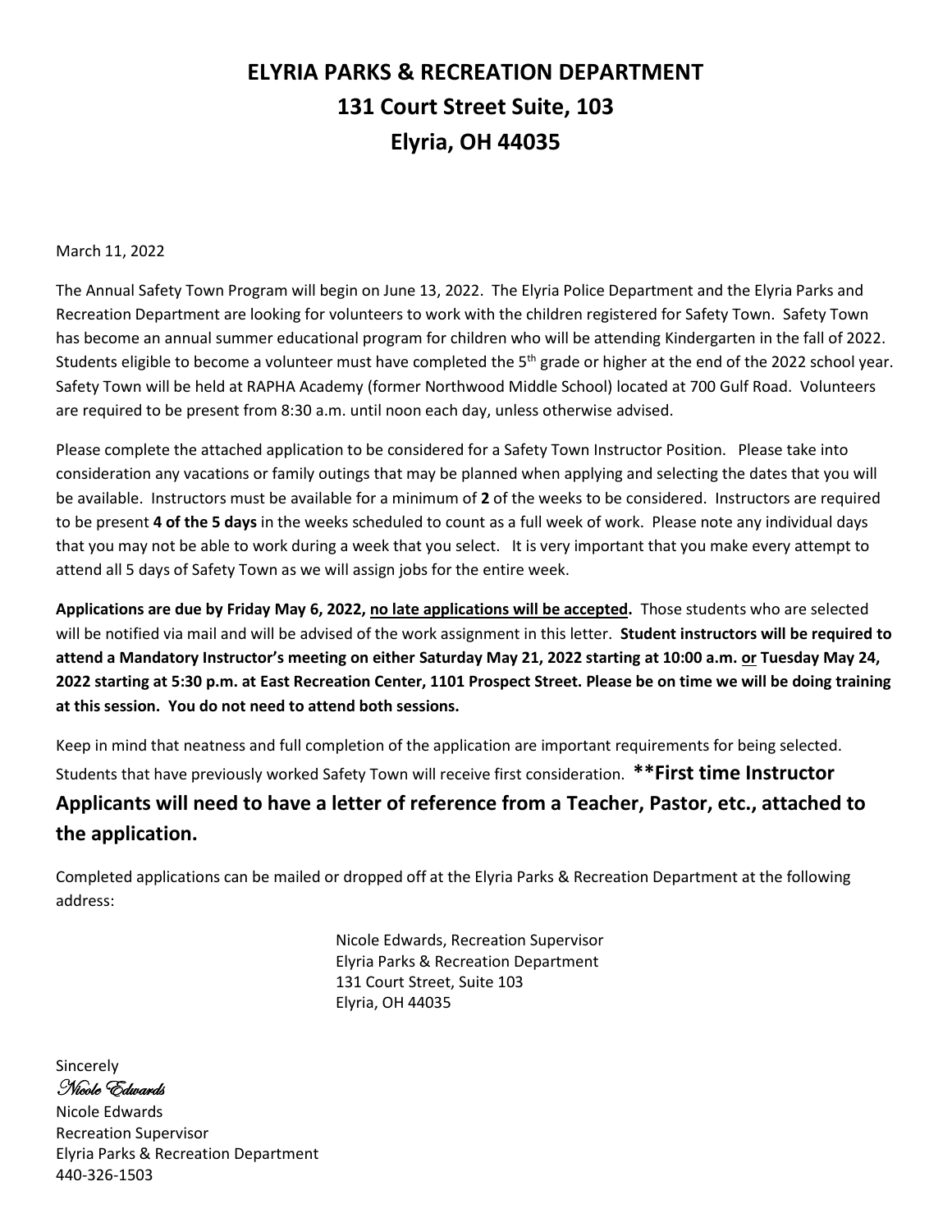# ELYRIA PARKS & RECREATION DEPARTMENT
# 131 Court Street Suite, 103
# Elyria, OH 44035

March 11, 2022

The Annual Safety Town Program will begin on June 13, 2022. The Elyria Police Department and the Elyria Parks and Recreation Department are looking for volunteers to work with the children registered for Safety Town. Safety Town has become an annual summer educational program for children who will be attending Kindergarten in the fall of 2022. Students eligible to become a volunteer must have completed the 5th grade or higher at the end of the 2022 school year. Safety Town will be held at RAPHA Academy (former Northwood Middle School) located at 700 Gulf Road. Volunteers are required to be present from 8:30 a.m. until noon each day, unless otherwise advised.

Please complete the attached application to be considered for a Safety Town Instructor Position. Please take into consideration any vacations or family outings that may be planned when applying and selecting the dates that you will be available. Instructors must be available for a minimum of **2** of the weeks to be considered. Instructors are required to be present **4 of the 5 days** in the weeks scheduled to count as a full week of work. Please note any individual days that you may not be able to work during a week that you select. It is very important that you make every attempt to attend all 5 days of Safety Town as we will assign jobs for the entire week.

**Applications are due by Friday May 6, 2022, <u>no late applications will be accepted</u>.** Those students who are selected will be notified via mail and will be advised of the work assignment in this letter. **Student instructors will be required to attend a Mandatory Instructor's meeting on either Saturday May 21, 2022 starting at 10:00 a.m. <u>or</u> Tuesday May 24, 2022 starting at 5:30 p.m. at East Recreation Center, 1101 Prospect Street. Please be on time we will be doing training at this session. You do not need to attend both sessions.**

Keep in mind that neatness and full completion of the application are important requirements for being selected. Students that have previously worked Safety Town will receive first consideration. **\*\*First time Instructor Applicants will need to have a letter of reference from a Teacher, Pastor, etc., attached to the application.**

Completed applications can be mailed or dropped off at the Elyria Parks & Recreation Department at the following address:

Nicole Edwards, Recreation Supervisor  
Elyria Parks & Recreation Department  
131 Court Street, Suite 103  
Elyria, OH 44035

Sincerely  
*Nicole Edwards*  
Nicole Edwards  
Recreation Supervisor  
Elyria Parks & Recreation Department  
440-326-1503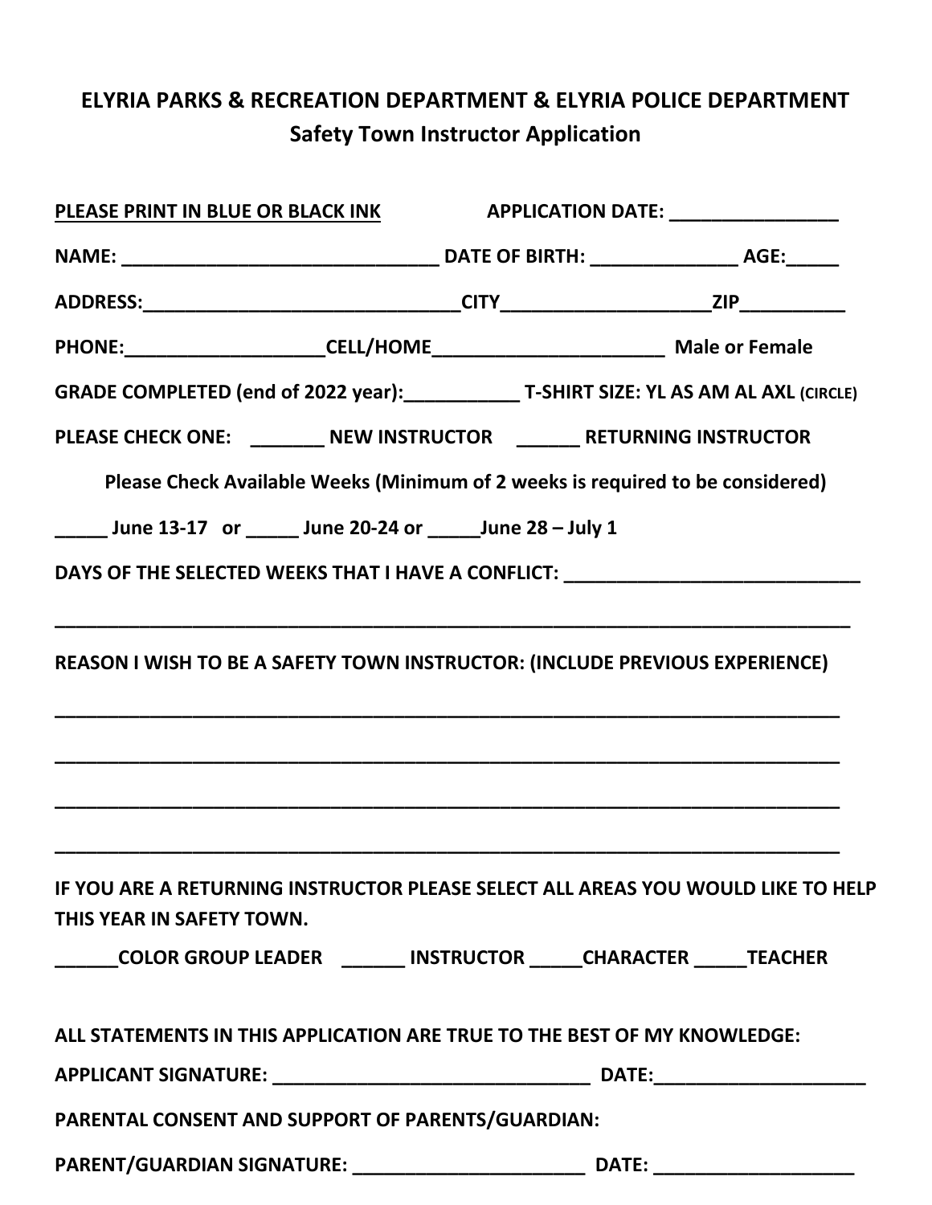# ELYRIA PARKS & RECREATION DEPARTMENT & ELYRIA POLICE DEPARTMENT

## Safety Town Instructor Application

**PLEASE PRINT IN BLUE OR BLACK INK** **APPLICATION DATE: ________________**

**NAME: ______________________________ DATE OF BIRTH: ______________ AGE:_____**

**ADDRESS:_______________________________CITY____________________ZIP__________**

**PHONE:___________________CELL/HOME______________________ Male or Female**

**GRADE COMPLETED (end of 2022 year):___________ T-SHIRT SIZE: YL AS AM AL AXL (CIRCLE)**

**PLEASE CHECK ONE: _______ NEW INSTRUCTOR ______ RETURNING INSTRUCTOR**

**Please Check Available Weeks (Minimum of 2 weeks is required to be considered)**

**_____ June 13-17 or _____ June 20-24 or _____June 28 – July 1**

**DAYS OF THE SELECTED WEEKS THAT I HAVE A CONFLICT: ____________________________**

**_____________________________________________________________________________**

**REASON I WISH TO BE A SAFETY TOWN INSTRUCTOR: (INCLUDE PREVIOUS EXPERIENCE)**

**_____________________________________________________________________________**

**_____________________________________________________________________________**

**_____________________________________________________________________________**

**_____________________________________________________________________________**

**IF YOU ARE A RETURNING INSTRUCTOR PLEASE SELECT ALL AREAS YOU WOULD LIKE TO HELP THIS YEAR IN SAFETY TOWN.**

**______COLOR GROUP LEADER ______ INSTRUCTOR _____CHARACTER _____TEACHER**

**ALL STATEMENTS IN THIS APPLICATION ARE TRUE TO THE BEST OF MY KNOWLEDGE:**

**APPLICANT SIGNATURE: _______________________________ DATE:____________________**

**PARENTAL CONSENT AND SUPPORT OF PARENTS/GUARDIAN:**

**PARENT/GUARDIAN SIGNATURE: ______________________ DATE: ___________________**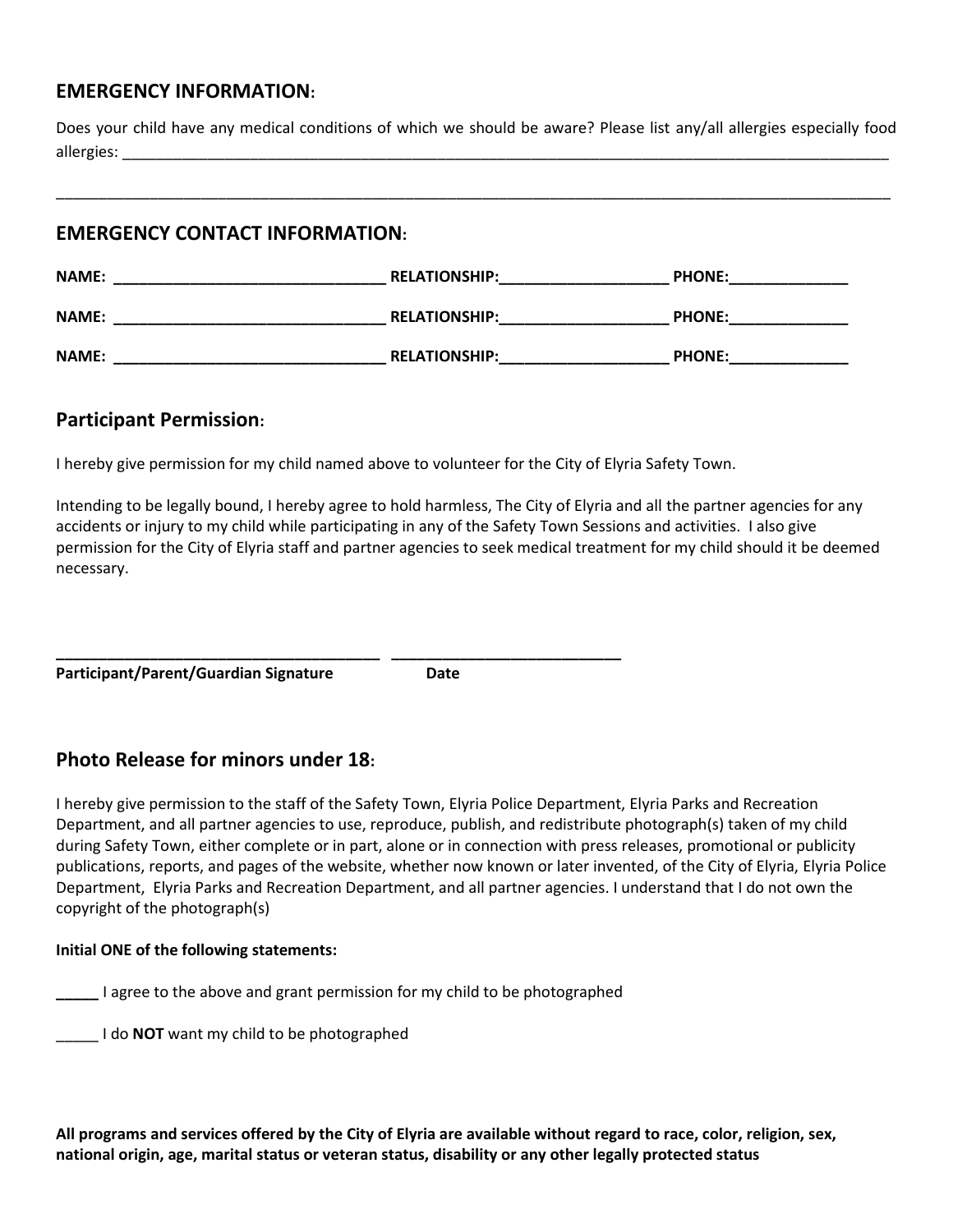## EMERGENCY INFORMATION:

Does your child have any medical conditions of which we should be aware? Please list any/all allergies especially food allergies: ______________________________________________________________________________________________

______________________________________________________________________________________________

## EMERGENCY CONTACT INFORMATION:

**NAME:** ________________________________ **RELATIONSHIP:**____________________ **PHONE:**______________

**NAME:** ________________________________ **RELATIONSHIP:**____________________ **PHONE:**______________

**NAME:** ________________________________ **RELATIONSHIP:**____________________ **PHONE:**______________

## Participant Permission:

I hereby give permission for my child named above to volunteer for the City of Elyria Safety Town.

Intending to be legally bound, I hereby agree to hold harmless, The City of Elyria and all the partner agencies for any accidents or injury to my child while participating in any of the Safety Town Sessions and activities. I also give permission for the City of Elyria staff and partner agencies to seek medical treatment for my child should it be deemed necessary.

______________________________________ ___________________________

**Participant/Parent/Guardian Signature** **Date**

## Photo Release for minors under 18:

I hereby give permission to the staff of the Safety Town, Elyria Police Department, Elyria Parks and Recreation Department, and all partner agencies to use, reproduce, publish, and redistribute photograph(s) taken of my child during Safety Town, either complete or in part, alone or in connection with press releases, promotional or publicity publications, reports, and pages of the website, whether now known or later invented, of the City of Elyria, Elyria Police Department, Elyria Parks and Recreation Department, and all partner agencies. I understand that I do not own the copyright of the photograph(s)

**Initial ONE of the following statements:**

_____ I agree to the above and grant permission for my child to be photographed

_____ I do **NOT** want my child to be photographed

**All programs and services offered by the City of Elyria are available without regard to race, color, religion, sex, national origin, age, marital status or veteran status, disability or any other legally protected status**